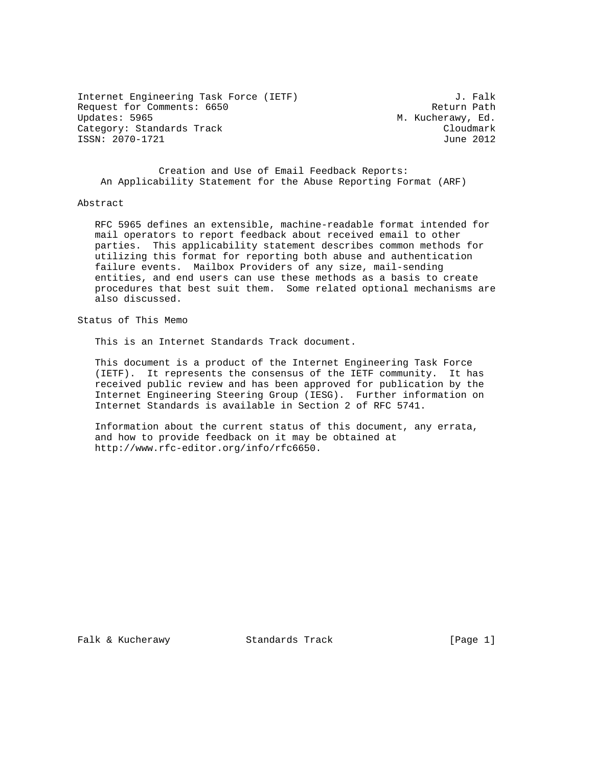Internet Engineering Task Force (IETF) J. Falk
Request for Comments: 6650 Return Path
Updates: 5965 M. Kucherawy, Ed.
Category: Standards Track Cloudmark
ISSN: 2070-1721 June 2012

# Creation and Use of Email Feedback Reports: An Applicability Statement for the Abuse Reporting Format (ARF)

## Abstract

RFC 5965 defines an extensible, machine-readable format intended for mail operators to report feedback about received email to other parties. This applicability statement describes common methods for utilizing this format for reporting both abuse and authentication failure events. Mailbox Providers of any size, mail-sending entities, and end users can use these methods as a basis to create procedures that best suit them. Some related optional mechanisms are also discussed.

## Status of This Memo

This is an Internet Standards Track document.

This document is a product of the Internet Engineering Task Force (IETF). It represents the consensus of the IETF community. It has received public review and has been approved for publication by the Internet Engineering Steering Group (IESG). Further information on Internet Standards is available in Section 2 of RFC 5741.

Information about the current status of this document, any errata, and how to provide feedback on it may be obtained at http://www.rfc-editor.org/info/rfc6650.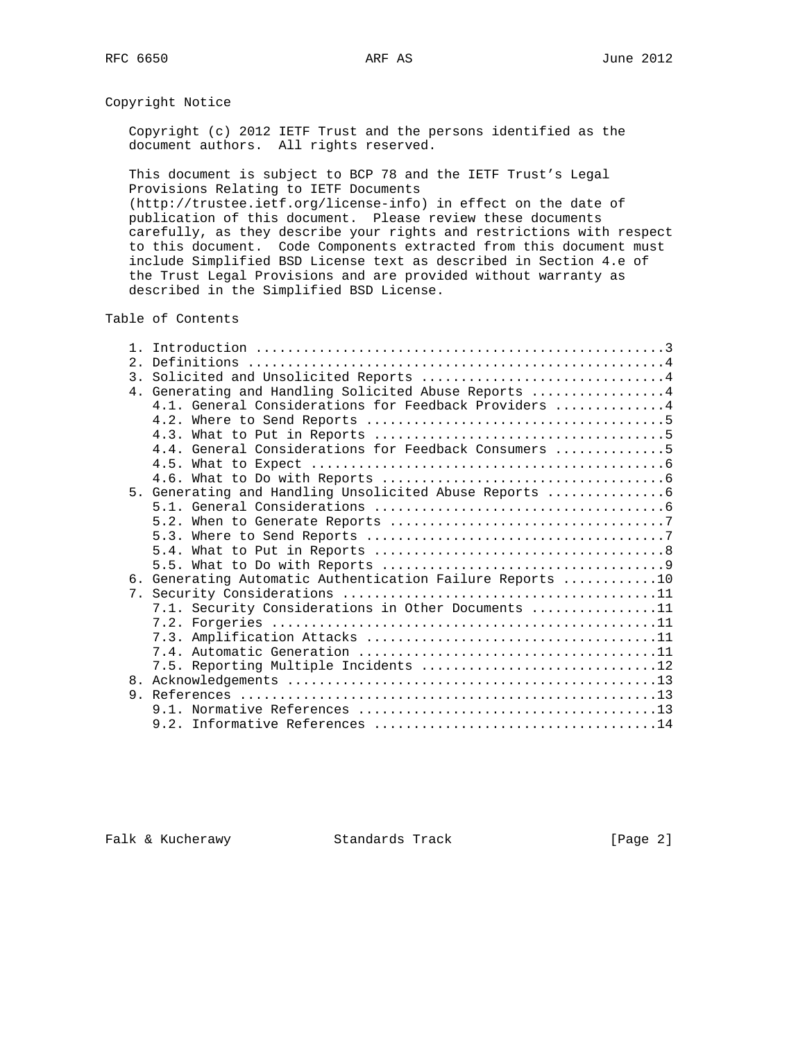## Copyright Notice

Copyright (c) 2012 IETF Trust and the persons identified as the document authors. All rights reserved.

This document is subject to BCP 78 and the IETF Trust's Legal Provisions Relating to IETF Documents (http://trustee.ietf.org/license-info) in effect on the date of publication of this document. Please review these documents carefully, as they describe your rights and restrictions with respect to this document. Code Components extracted from this document must include Simplified BSD License text as described in Section 4.e of the Trust Legal Provisions and are provided without warranty as described in the Simplified BSD License.

## Table of Contents

```
   1. Introduction ....................................................3
   2. Definitions .....................................................4
   3. Solicited and Unsolicited Reports ...............................4
   4. Generating and Handling Solicited Abuse Reports .................4
      4.1. General Considerations for Feedback Providers ..............4
      4.2. Where to Send Reports ......................................5
      4.3. What to Put in Reports .....................................5
      4.4. General Considerations for Feedback Consumers ..............5
      4.5. What to Expect .............................................6
      4.6. What to Do with Reports ....................................6
   5. Generating and Handling Unsolicited Abuse Reports ...............6
      5.1. General Considerations .....................................6
      5.2. When to Generate Reports ...................................7
      5.3. Where to Send Reports ......................................7
      5.4. What to Put in Reports .....................................8
      5.5. What to Do with Reports ....................................9
   6. Generating Automatic Authentication Failure Reports ............10
   7. Security Considerations ........................................11
      7.1. Security Considerations in Other Documents ................11
      7.2. Forgeries .................................................11
      7.3. Amplification Attacks .....................................11
      7.4. Automatic Generation ......................................11
      7.5. Reporting Multiple Incidents ..............................12
   8. Acknowledgements ...............................................13
   9. References .....................................................13
      9.1. Normative References ......................................13
      9.2. Informative References ....................................14
```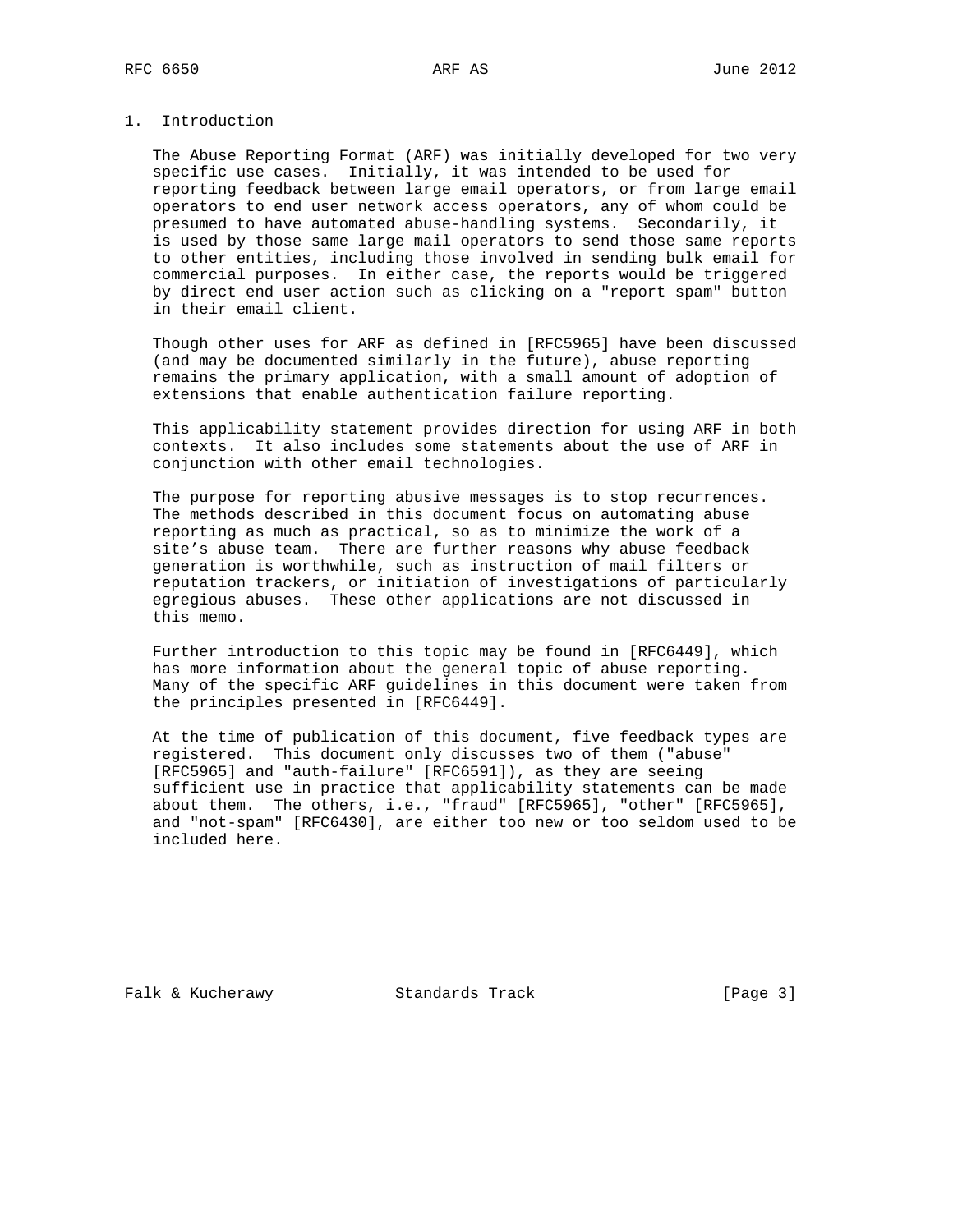## 1. Introduction

The Abuse Reporting Format (ARF) was initially developed for two very specific use cases. Initially, it was intended to be used for reporting feedback between large email operators, or from large email operators to end user network access operators, any of whom could be presumed to have automated abuse-handling systems. Secondarily, it is used by those same large mail operators to send those same reports to other entities, including those involved in sending bulk email for commercial purposes. In either case, the reports would be triggered by direct end user action such as clicking on a "report spam" button in their email client.

Though other uses for ARF as defined in [RFC5965] have been discussed (and may be documented similarly in the future), abuse reporting remains the primary application, with a small amount of adoption of extensions that enable authentication failure reporting.

This applicability statement provides direction for using ARF in both contexts. It also includes some statements about the use of ARF in conjunction with other email technologies.

The purpose for reporting abusive messages is to stop recurrences. The methods described in this document focus on automating abuse reporting as much as practical, so as to minimize the work of a site's abuse team. There are further reasons why abuse feedback generation is worthwhile, such as instruction of mail filters or reputation trackers, or initiation of investigations of particularly egregious abuses. These other applications are not discussed in this memo.

Further introduction to this topic may be found in [RFC6449], which has more information about the general topic of abuse reporting. Many of the specific ARF guidelines in this document were taken from the principles presented in [RFC6449].

At the time of publication of this document, five feedback types are registered. This document only discusses two of them ("abuse" [RFC5965] and "auth-failure" [RFC6591]), as they are seeing sufficient use in practice that applicability statements can be made about them. The others, i.e., "fraud" [RFC5965], "other" [RFC5965], and "not-spam" [RFC6430], are either too new or too seldom used to be included here.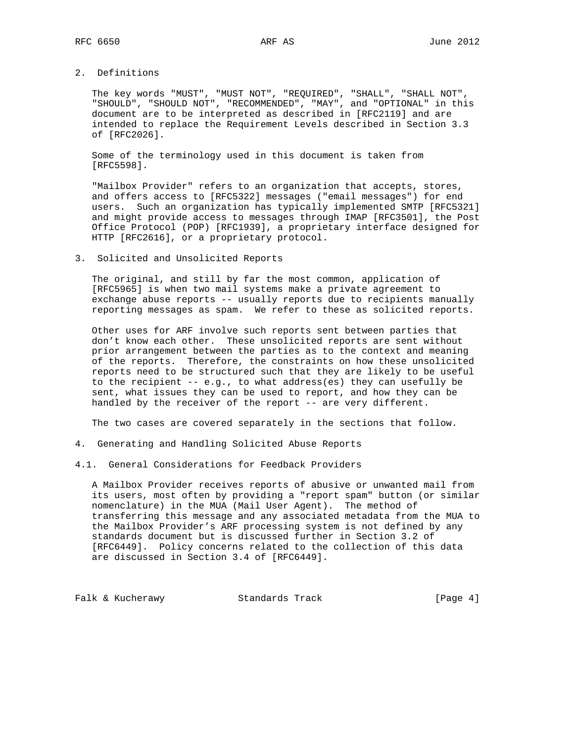## 2. Definitions

The key words "MUST", "MUST NOT", "REQUIRED", "SHALL", "SHALL NOT", "SHOULD", "SHOULD NOT", "RECOMMENDED", "MAY", and "OPTIONAL" in this document are to be interpreted as described in [RFC2119] and are intended to replace the Requirement Levels described in Section 3.3 of [RFC2026].

Some of the terminology used in this document is taken from [RFC5598].

"Mailbox Provider" refers to an organization that accepts, stores, and offers access to [RFC5322] messages ("email messages") for end users. Such an organization has typically implemented SMTP [RFC5321] and might provide access to messages through IMAP [RFC3501], the Post Office Protocol (POP) [RFC1939], a proprietary interface designed for HTTP [RFC2616], or a proprietary protocol.

## 3. Solicited and Unsolicited Reports

The original, and still by far the most common, application of [RFC5965] is when two mail systems make a private agreement to exchange abuse reports -- usually reports due to recipients manually reporting messages as spam. We refer to these as solicited reports.

Other uses for ARF involve such reports sent between parties that don't know each other. These unsolicited reports are sent without prior arrangement between the parties as to the context and meaning of the reports. Therefore, the constraints on how these unsolicited reports need to be structured such that they are likely to be useful to the recipient -- e.g., to what address(es) they can usefully be sent, what issues they can be used to report, and how they can be handled by the receiver of the report -- are very different.

The two cases are covered separately in the sections that follow.

## 4. Generating and Handling Solicited Abuse Reports

### 4.1. General Considerations for Feedback Providers

A Mailbox Provider receives reports of abusive or unwanted mail from its users, most often by providing a "report spam" button (or similar nomenclature) in the MUA (Mail User Agent). The method of transferring this message and any associated metadata from the MUA to the Mailbox Provider's ARF processing system is not defined by any standards document but is discussed further in Section 3.2 of [RFC6449]. Policy concerns related to the collection of this data are discussed in Section 3.4 of [RFC6449].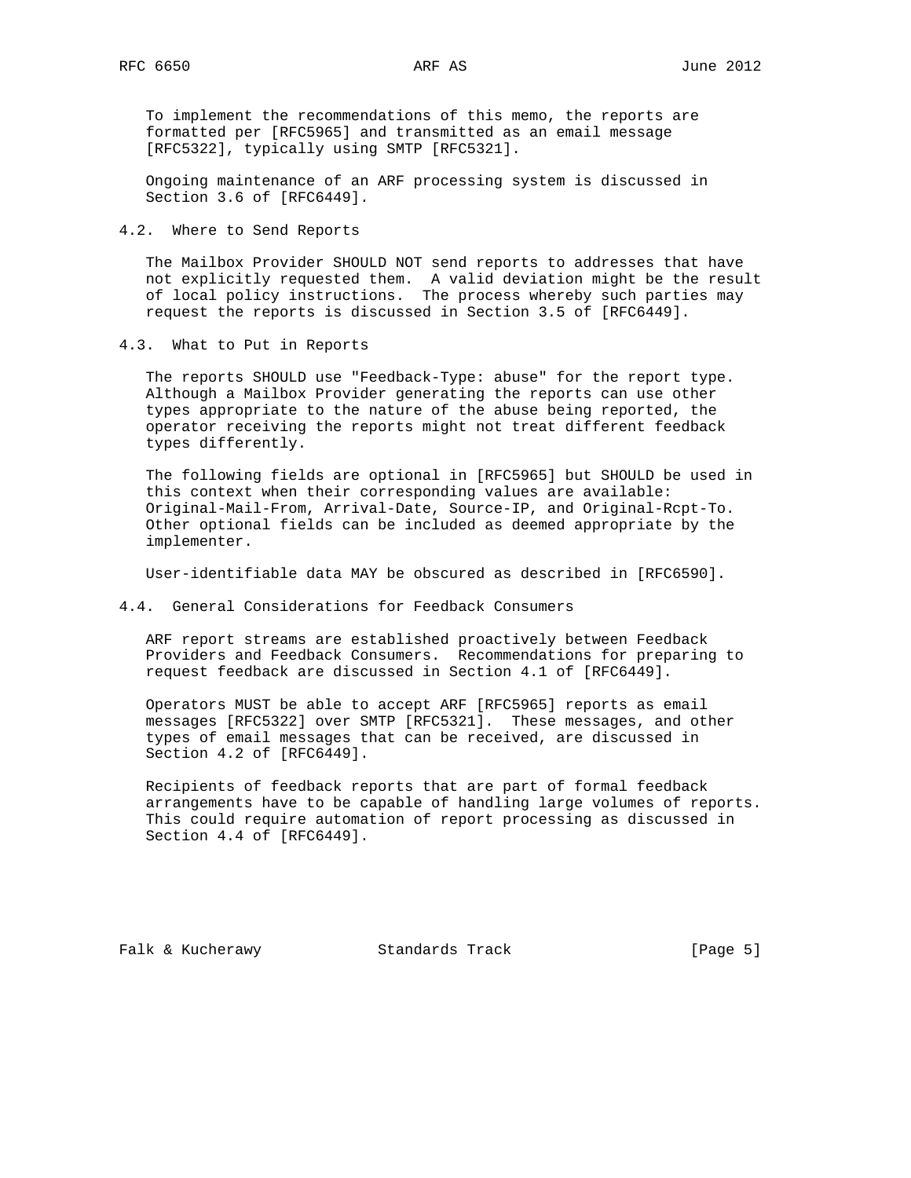To implement the recommendations of this memo, the reports are formatted per [RFC5965] and transmitted as an email message [RFC5322], typically using SMTP [RFC5321].

Ongoing maintenance of an ARF processing system is discussed in Section 3.6 of [RFC6449].

## 4.2. Where to Send Reports

The Mailbox Provider SHOULD NOT send reports to addresses that have not explicitly requested them. A valid deviation might be the result of local policy instructions. The process whereby such parties may request the reports is discussed in Section 3.5 of [RFC6449].

## 4.3. What to Put in Reports

The reports SHOULD use "Feedback-Type: abuse" for the report type. Although a Mailbox Provider generating the reports can use other types appropriate to the nature of the abuse being reported, the operator receiving the reports might not treat different feedback types differently.

The following fields are optional in [RFC5965] but SHOULD be used in this context when their corresponding values are available: Original-Mail-From, Arrival-Date, Source-IP, and Original-Rcpt-To. Other optional fields can be included as deemed appropriate by the implementer.

User-identifiable data MAY be obscured as described in [RFC6590].

## 4.4. General Considerations for Feedback Consumers

ARF report streams are established proactively between Feedback Providers and Feedback Consumers. Recommendations for preparing to request feedback are discussed in Section 4.1 of [RFC6449].

Operators MUST be able to accept ARF [RFC5965] reports as email messages [RFC5322] over SMTP [RFC5321]. These messages, and other types of email messages that can be received, are discussed in Section 4.2 of [RFC6449].

Recipients of feedback reports that are part of formal feedback arrangements have to be capable of handling large volumes of reports. This could require automation of report processing as discussed in Section 4.4 of [RFC6449].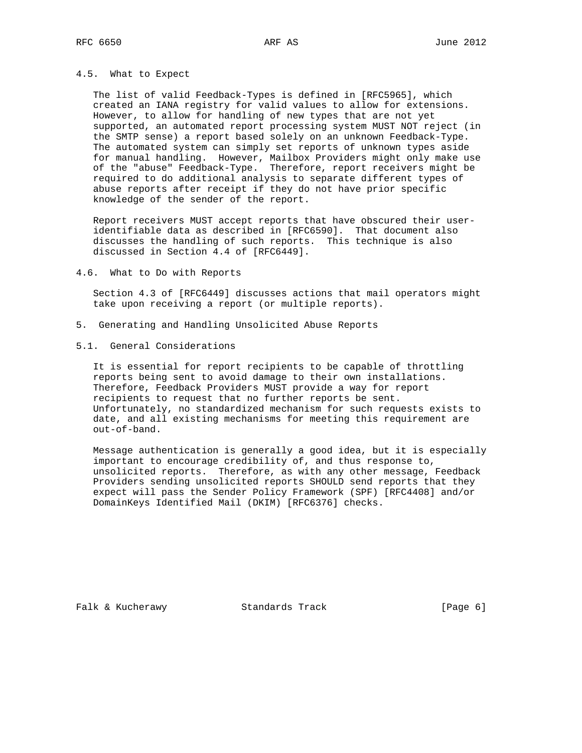### 4.5. What to Expect

The list of valid Feedback-Types is defined in [RFC5965], which created an IANA registry for valid values to allow for extensions. However, to allow for handling of new types that are not yet supported, an automated report processing system MUST NOT reject (in the SMTP sense) a report based solely on an unknown Feedback-Type. The automated system can simply set reports of unknown types aside for manual handling. However, Mailbox Providers might only make use of the "abuse" Feedback-Type. Therefore, report receivers might be required to do additional analysis to separate different types of abuse reports after receipt if they do not have prior specific knowledge of the sender of the report.

Report receivers MUST accept reports that have obscured their user-identifiable data as described in [RFC6590]. That document also discusses the handling of such reports. This technique is also discussed in Section 4.4 of [RFC6449].

### 4.6. What to Do with Reports

Section 4.3 of [RFC6449] discusses actions that mail operators might take upon receiving a report (or multiple reports).

## 5. Generating and Handling Unsolicited Abuse Reports

### 5.1. General Considerations

It is essential for report recipients to be capable of throttling reports being sent to avoid damage to their own installations. Therefore, Feedback Providers MUST provide a way for report recipients to request that no further reports be sent. Unfortunately, no standardized mechanism for such requests exists to date, and all existing mechanisms for meeting this requirement are out-of-band.

Message authentication is generally a good idea, but it is especially important to encourage credibility of, and thus response to, unsolicited reports. Therefore, as with any other message, Feedback Providers sending unsolicited reports SHOULD send reports that they expect will pass the Sender Policy Framework (SPF) [RFC4408] and/or DomainKeys Identified Mail (DKIM) [RFC6376] checks.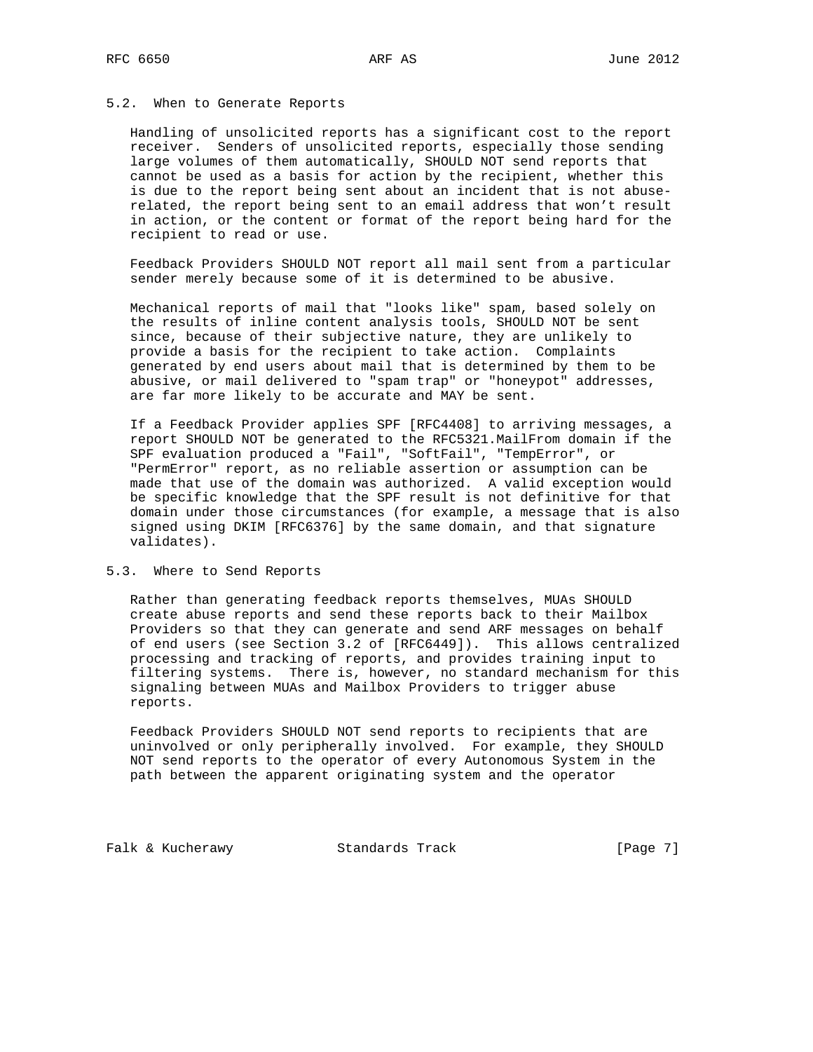### 5.2. When to Generate Reports

Handling of unsolicited reports has a significant cost to the report receiver. Senders of unsolicited reports, especially those sending large volumes of them automatically, SHOULD NOT send reports that cannot be used as a basis for action by the recipient, whether this is due to the report being sent about an incident that is not abuse-related, the report being sent to an email address that won't result in action, or the content or format of the report being hard for the recipient to read or use.

Feedback Providers SHOULD NOT report all mail sent from a particular sender merely because some of it is determined to be abusive.

Mechanical reports of mail that "looks like" spam, based solely on the results of inline content analysis tools, SHOULD NOT be sent since, because of their subjective nature, they are unlikely to provide a basis for the recipient to take action. Complaints generated by end users about mail that is determined by them to be abusive, or mail delivered to "spam trap" or "honeypot" addresses, are far more likely to be accurate and MAY be sent.

If a Feedback Provider applies SPF [RFC4408] to arriving messages, a report SHOULD NOT be generated to the RFC5321.MailFrom domain if the SPF evaluation produced a "Fail", "SoftFail", "TempError", or "PermError" report, as no reliable assertion or assumption can be made that use of the domain was authorized. A valid exception would be specific knowledge that the SPF result is not definitive for that domain under those circumstances (for example, a message that is also signed using DKIM [RFC6376] by the same domain, and that signature validates).

### 5.3. Where to Send Reports

Rather than generating feedback reports themselves, MUAs SHOULD create abuse reports and send these reports back to their Mailbox Providers so that they can generate and send ARF messages on behalf of end users (see Section 3.2 of [RFC6449]). This allows centralized processing and tracking of reports, and provides training input to filtering systems. There is, however, no standard mechanism for this signaling between MUAs and Mailbox Providers to trigger abuse reports.

Feedback Providers SHOULD NOT send reports to recipients that are uninvolved or only peripherally involved. For example, they SHOULD NOT send reports to the operator of every Autonomous System in the path between the apparent originating system and the operator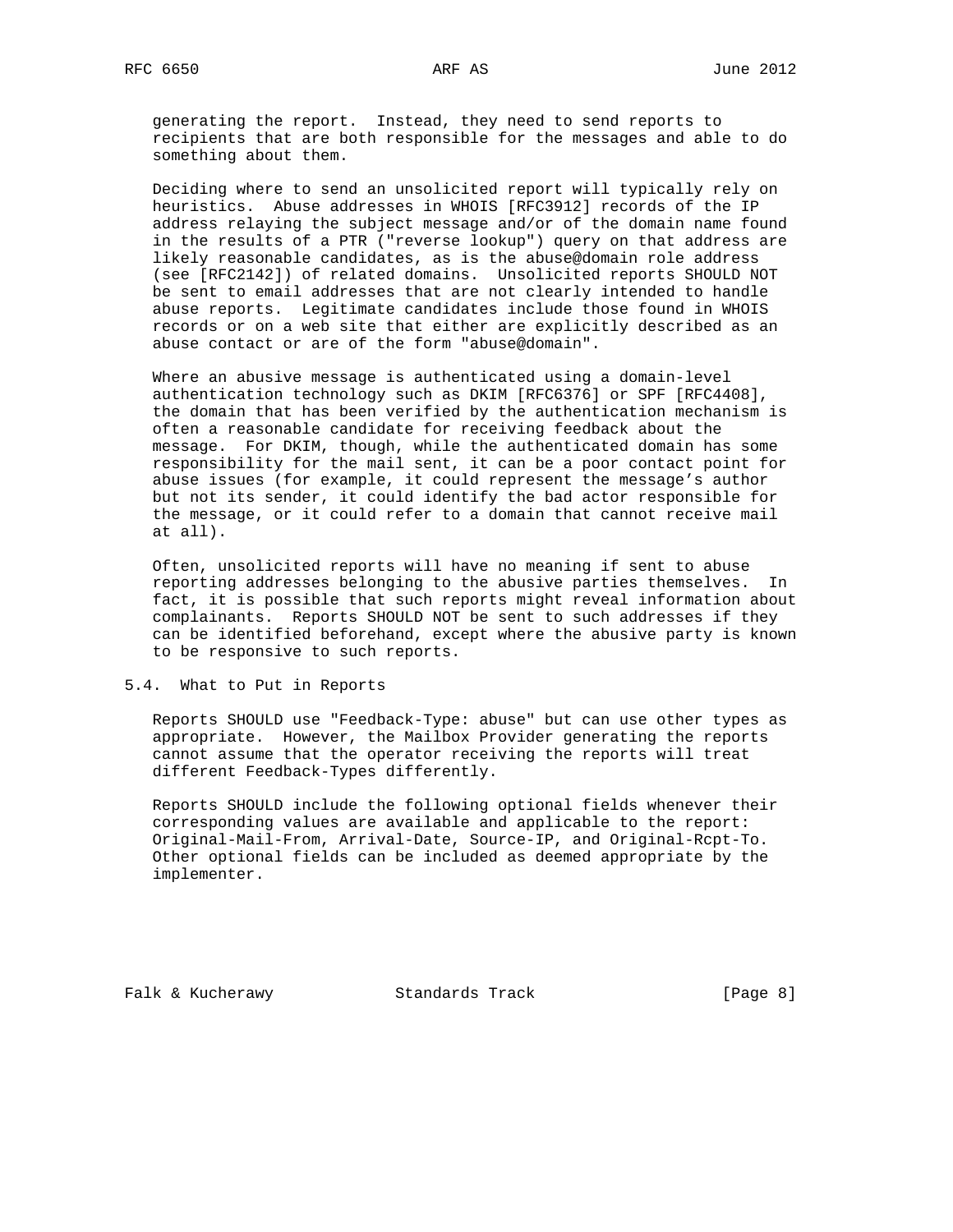generating the report. Instead, they need to send reports to recipients that are both responsible for the messages and able to do something about them.

Deciding where to send an unsolicited report will typically rely on heuristics. Abuse addresses in WHOIS [RFC3912] records of the IP address relaying the subject message and/or of the domain name found in the results of a PTR ("reverse lookup") query on that address are likely reasonable candidates, as is the abuse@domain role address (see [RFC2142]) of related domains. Unsolicited reports SHOULD NOT be sent to email addresses that are not clearly intended to handle abuse reports. Legitimate candidates include those found in WHOIS records or on a web site that either are explicitly described as an abuse contact or are of the form "abuse@domain".

Where an abusive message is authenticated using a domain-level authentication technology such as DKIM [RFC6376] or SPF [RFC4408], the domain that has been verified by the authentication mechanism is often a reasonable candidate for receiving feedback about the message. For DKIM, though, while the authenticated domain has some responsibility for the mail sent, it can be a poor contact point for abuse issues (for example, it could represent the message's author but not its sender, it could identify the bad actor responsible for the message, or it could refer to a domain that cannot receive mail at all).

Often, unsolicited reports will have no meaning if sent to abuse reporting addresses belonging to the abusive parties themselves. In fact, it is possible that such reports might reveal information about complainants. Reports SHOULD NOT be sent to such addresses if they can be identified beforehand, except where the abusive party is known to be responsive to such reports.

### 5.4. What to Put in Reports

Reports SHOULD use "Feedback-Type: abuse" but can use other types as appropriate. However, the Mailbox Provider generating the reports cannot assume that the operator receiving the reports will treat different Feedback-Types differently.

Reports SHOULD include the following optional fields whenever their corresponding values are available and applicable to the report: Original-Mail-From, Arrival-Date, Source-IP, and Original-Rcpt-To. Other optional fields can be included as deemed appropriate by the implementer.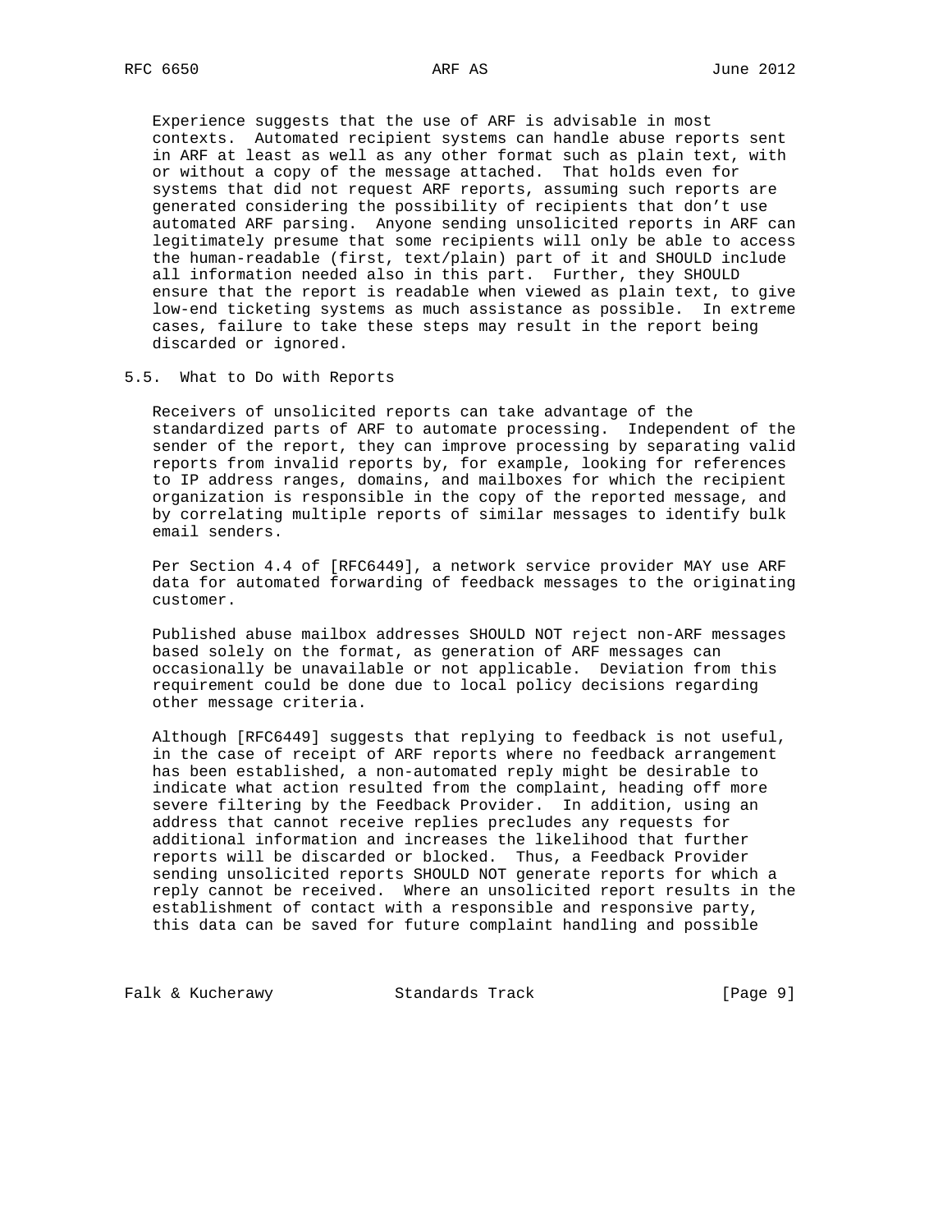Experience suggests that the use of ARF is advisable in most contexts. Automated recipient systems can handle abuse reports sent in ARF at least as well as any other format such as plain text, with or without a copy of the message attached. That holds even for systems that did not request ARF reports, assuming such reports are generated considering the possibility of recipients that don't use automated ARF parsing. Anyone sending unsolicited reports in ARF can legitimately presume that some recipients will only be able to access the human-readable (first, text/plain) part of it and SHOULD include all information needed also in this part. Further, they SHOULD ensure that the report is readable when viewed as plain text, to give low-end ticketing systems as much assistance as possible. In extreme cases, failure to take these steps may result in the report being discarded or ignored.

### 5.5. What to Do with Reports

Receivers of unsolicited reports can take advantage of the standardized parts of ARF to automate processing. Independent of the sender of the report, they can improve processing by separating valid reports from invalid reports by, for example, looking for references to IP address ranges, domains, and mailboxes for which the recipient organization is responsible in the copy of the reported message, and by correlating multiple reports of similar messages to identify bulk email senders.

Per Section 4.4 of [RFC6449], a network service provider MAY use ARF data for automated forwarding of feedback messages to the originating customer.

Published abuse mailbox addresses SHOULD NOT reject non-ARF messages based solely on the format, as generation of ARF messages can occasionally be unavailable or not applicable. Deviation from this requirement could be done due to local policy decisions regarding other message criteria.

Although [RFC6449] suggests that replying to feedback is not useful, in the case of receipt of ARF reports where no feedback arrangement has been established, a non-automated reply might be desirable to indicate what action resulted from the complaint, heading off more severe filtering by the Feedback Provider. In addition, using an address that cannot receive replies precludes any requests for additional information and increases the likelihood that further reports will be discarded or blocked. Thus, a Feedback Provider sending unsolicited reports SHOULD NOT generate reports for which a reply cannot be received. Where an unsolicited report results in the establishment of contact with a responsible and responsive party, this data can be saved for future complaint handling and possible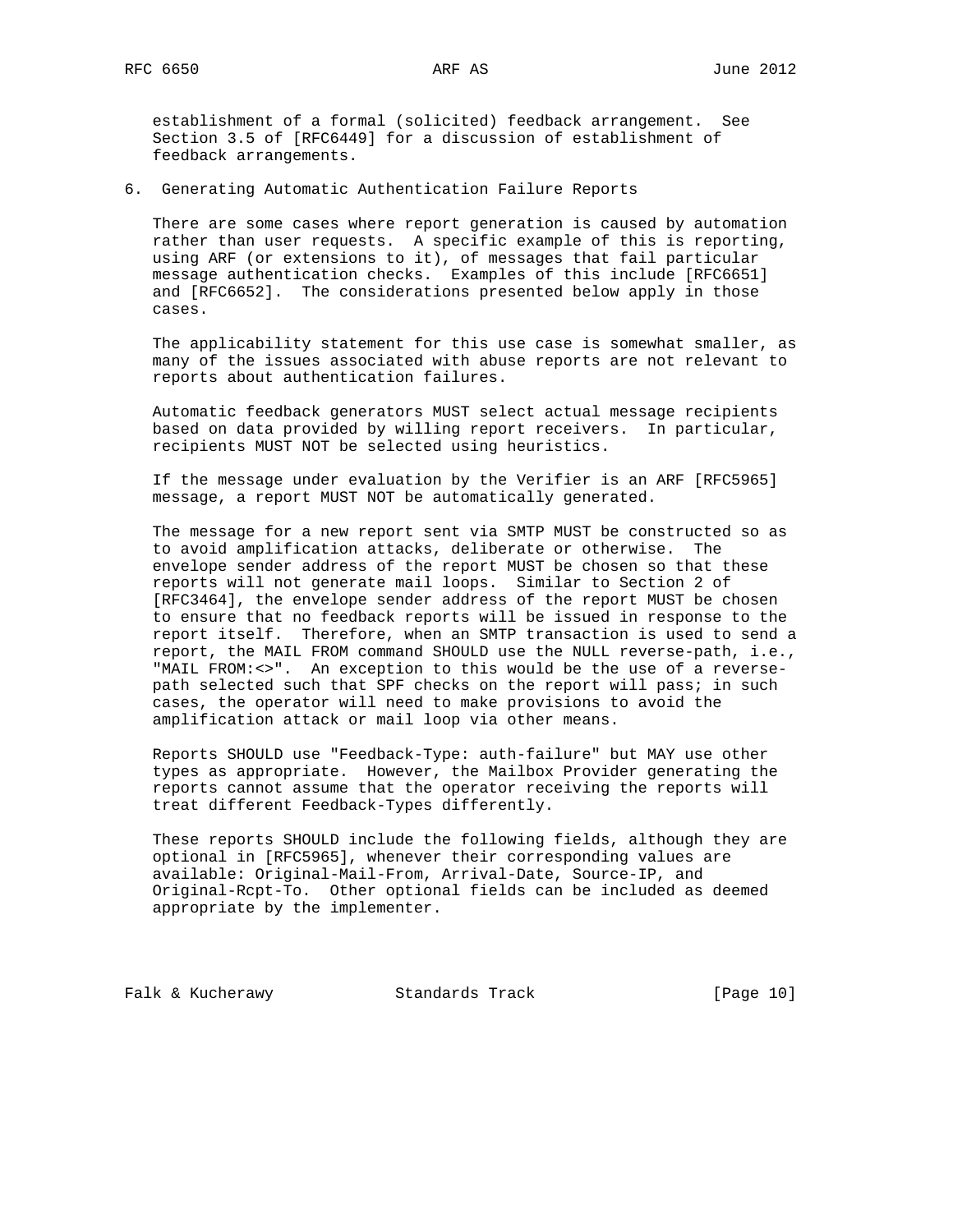establishment of a formal (solicited) feedback arrangement. See Section 3.5 of [RFC6449] for a discussion of establishment of feedback arrangements.

## 6. Generating Automatic Authentication Failure Reports

There are some cases where report generation is caused by automation rather than user requests. A specific example of this is reporting, using ARF (or extensions to it), of messages that fail particular message authentication checks. Examples of this include [RFC6651] and [RFC6652]. The considerations presented below apply in those cases.

The applicability statement for this use case is somewhat smaller, as many of the issues associated with abuse reports are not relevant to reports about authentication failures.

Automatic feedback generators MUST select actual message recipients based on data provided by willing report receivers. In particular, recipients MUST NOT be selected using heuristics.

If the message under evaluation by the Verifier is an ARF [RFC5965] message, a report MUST NOT be automatically generated.

The message for a new report sent via SMTP MUST be constructed so as to avoid amplification attacks, deliberate or otherwise. The envelope sender address of the report MUST be chosen so that these reports will not generate mail loops. Similar to Section 2 of [RFC3464], the envelope sender address of the report MUST be chosen to ensure that no feedback reports will be issued in response to the report itself. Therefore, when an SMTP transaction is used to send a report, the MAIL FROM command SHOULD use the NULL reverse-path, i.e., "MAIL FROM:<>". An exception to this would be the use of a reverse-path selected such that SPF checks on the report will pass; in such cases, the operator will need to make provisions to avoid the amplification attack or mail loop via other means.

Reports SHOULD use "Feedback-Type: auth-failure" but MAY use other types as appropriate. However, the Mailbox Provider generating the reports cannot assume that the operator receiving the reports will treat different Feedback-Types differently.

These reports SHOULD include the following fields, although they are optional in [RFC5965], whenever their corresponding values are available: Original-Mail-From, Arrival-Date, Source-IP, and Original-Rcpt-To. Other optional fields can be included as deemed appropriate by the implementer.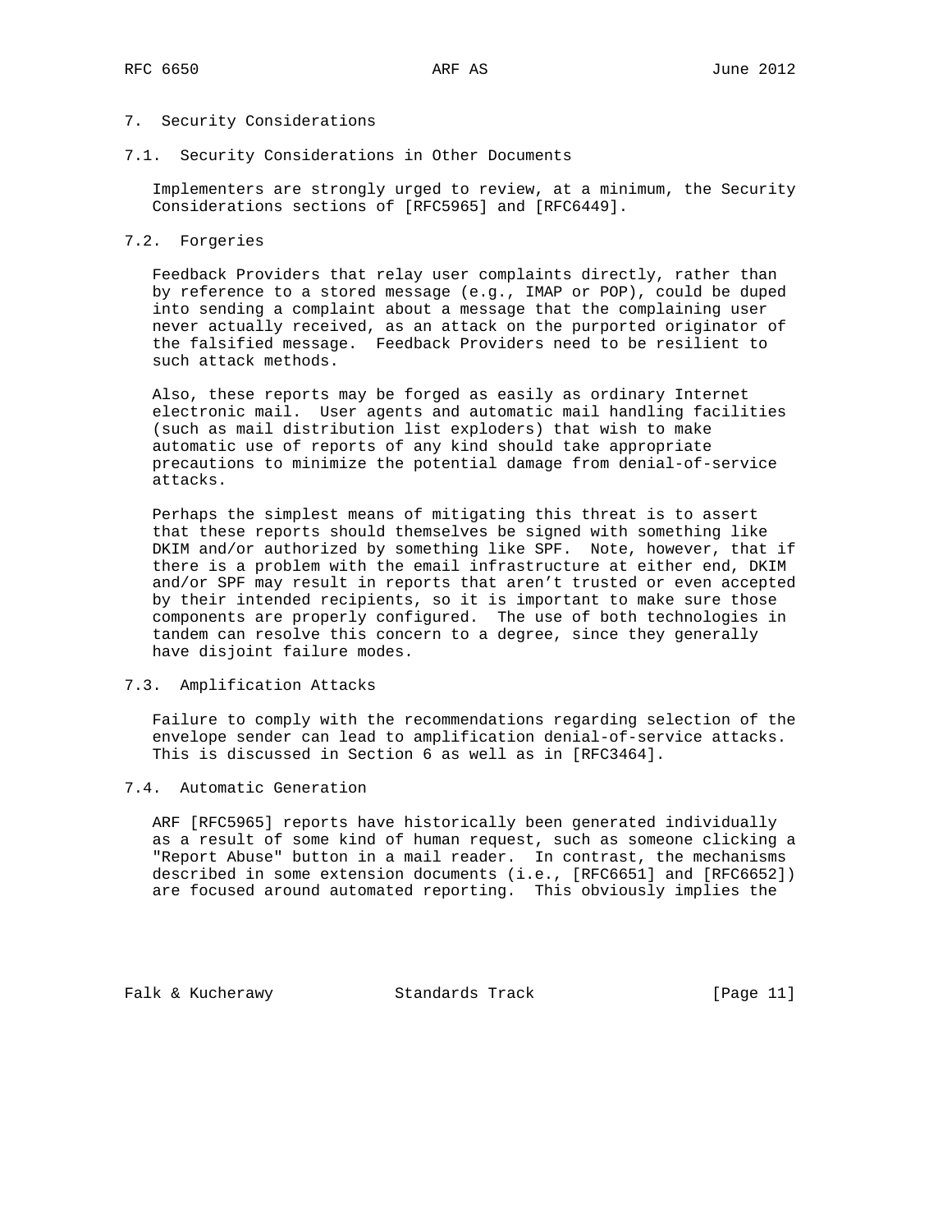## 7. Security Considerations

### 7.1. Security Considerations in Other Documents

Implementers are strongly urged to review, at a minimum, the Security Considerations sections of [RFC5965] and [RFC6449].

### 7.2. Forgeries

Feedback Providers that relay user complaints directly, rather than by reference to a stored message (e.g., IMAP or POP), could be duped into sending a complaint about a message that the complaining user never actually received, as an attack on the purported originator of the falsified message. Feedback Providers need to be resilient to such attack methods.

Also, these reports may be forged as easily as ordinary Internet electronic mail. User agents and automatic mail handling facilities (such as mail distribution list exploders) that wish to make automatic use of reports of any kind should take appropriate precautions to minimize the potential damage from denial-of-service attacks.

Perhaps the simplest means of mitigating this threat is to assert that these reports should themselves be signed with something like DKIM and/or authorized by something like SPF. Note, however, that if there is a problem with the email infrastructure at either end, DKIM and/or SPF may result in reports that aren't trusted or even accepted by their intended recipients, so it is important to make sure those components are properly configured. The use of both technologies in tandem can resolve this concern to a degree, since they generally have disjoint failure modes.

### 7.3. Amplification Attacks

Failure to comply with the recommendations regarding selection of the envelope sender can lead to amplification denial-of-service attacks. This is discussed in Section 6 as well as in [RFC3464].

### 7.4. Automatic Generation

ARF [RFC5965] reports have historically been generated individually as a result of some kind of human request, such as someone clicking a "Report Abuse" button in a mail reader. In contrast, the mechanisms described in some extension documents (i.e., [RFC6651] and [RFC6652]) are focused around automated reporting. This obviously implies the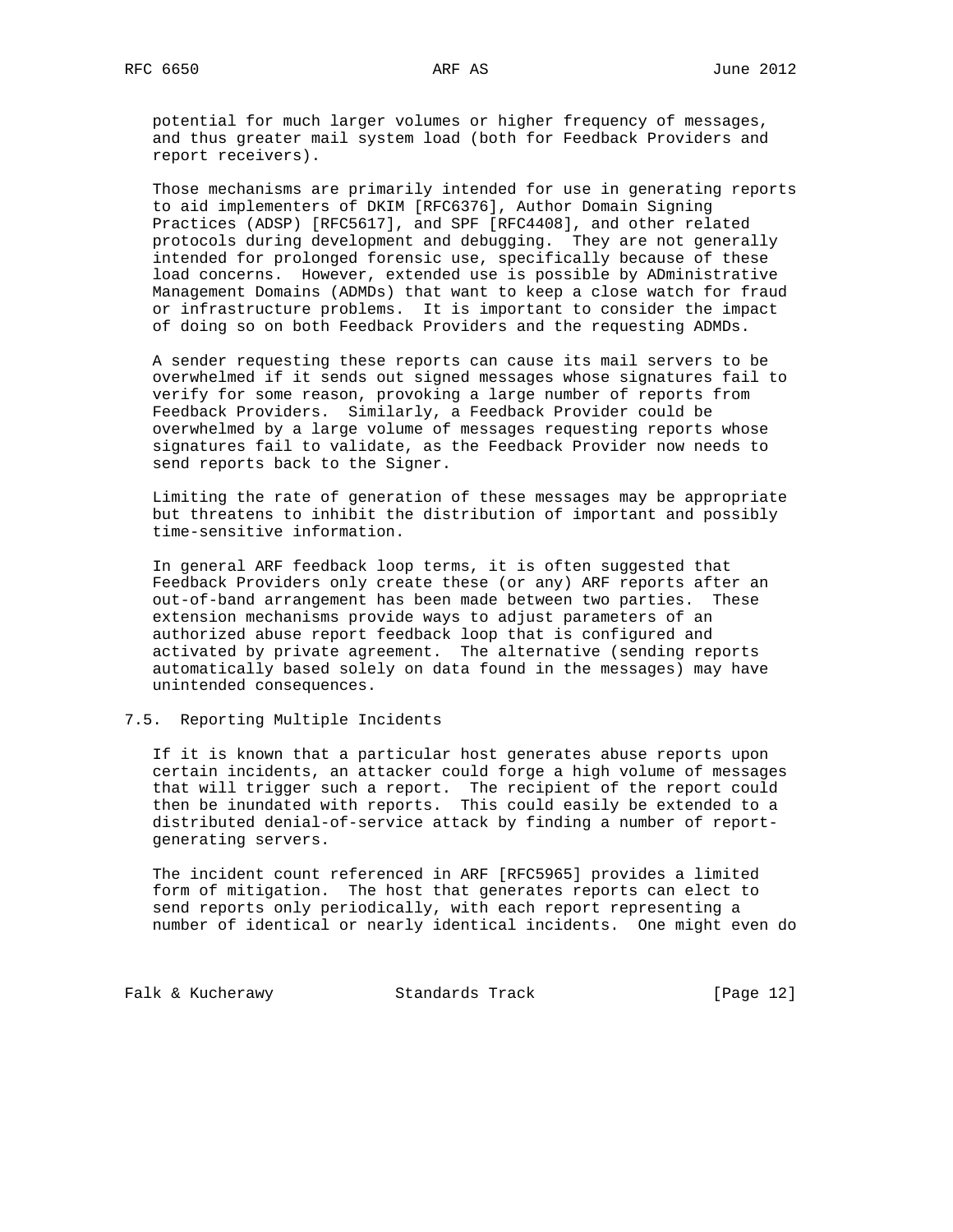potential for much larger volumes or higher frequency of messages, and thus greater mail system load (both for Feedback Providers and report receivers).

Those mechanisms are primarily intended for use in generating reports to aid implementers of DKIM [RFC6376], Author Domain Signing Practices (ADSP) [RFC5617], and SPF [RFC4408], and other related protocols during development and debugging. They are not generally intended for prolonged forensic use, specifically because of these load concerns. However, extended use is possible by ADministrative Management Domains (ADMDs) that want to keep a close watch for fraud or infrastructure problems. It is important to consider the impact of doing so on both Feedback Providers and the requesting ADMDs.

A sender requesting these reports can cause its mail servers to be overwhelmed if it sends out signed messages whose signatures fail to verify for some reason, provoking a large number of reports from Feedback Providers. Similarly, a Feedback Provider could be overwhelmed by a large volume of messages requesting reports whose signatures fail to validate, as the Feedback Provider now needs to send reports back to the Signer.

Limiting the rate of generation of these messages may be appropriate but threatens to inhibit the distribution of important and possibly time-sensitive information.

In general ARF feedback loop terms, it is often suggested that Feedback Providers only create these (or any) ARF reports after an out-of-band arrangement has been made between two parties. These extension mechanisms provide ways to adjust parameters of an authorized abuse report feedback loop that is configured and activated by private agreement. The alternative (sending reports automatically based solely on data found in the messages) may have unintended consequences.

## 7.5. Reporting Multiple Incidents

If it is known that a particular host generates abuse reports upon certain incidents, an attacker could forge a high volume of messages that will trigger such a report. The recipient of the report could then be inundated with reports. This could easily be extended to a distributed denial-of-service attack by finding a number of report-generating servers.

The incident count referenced in ARF [RFC5965] provides a limited form of mitigation. The host that generates reports can elect to send reports only periodically, with each report representing a number of identical or nearly identical incidents. One might even do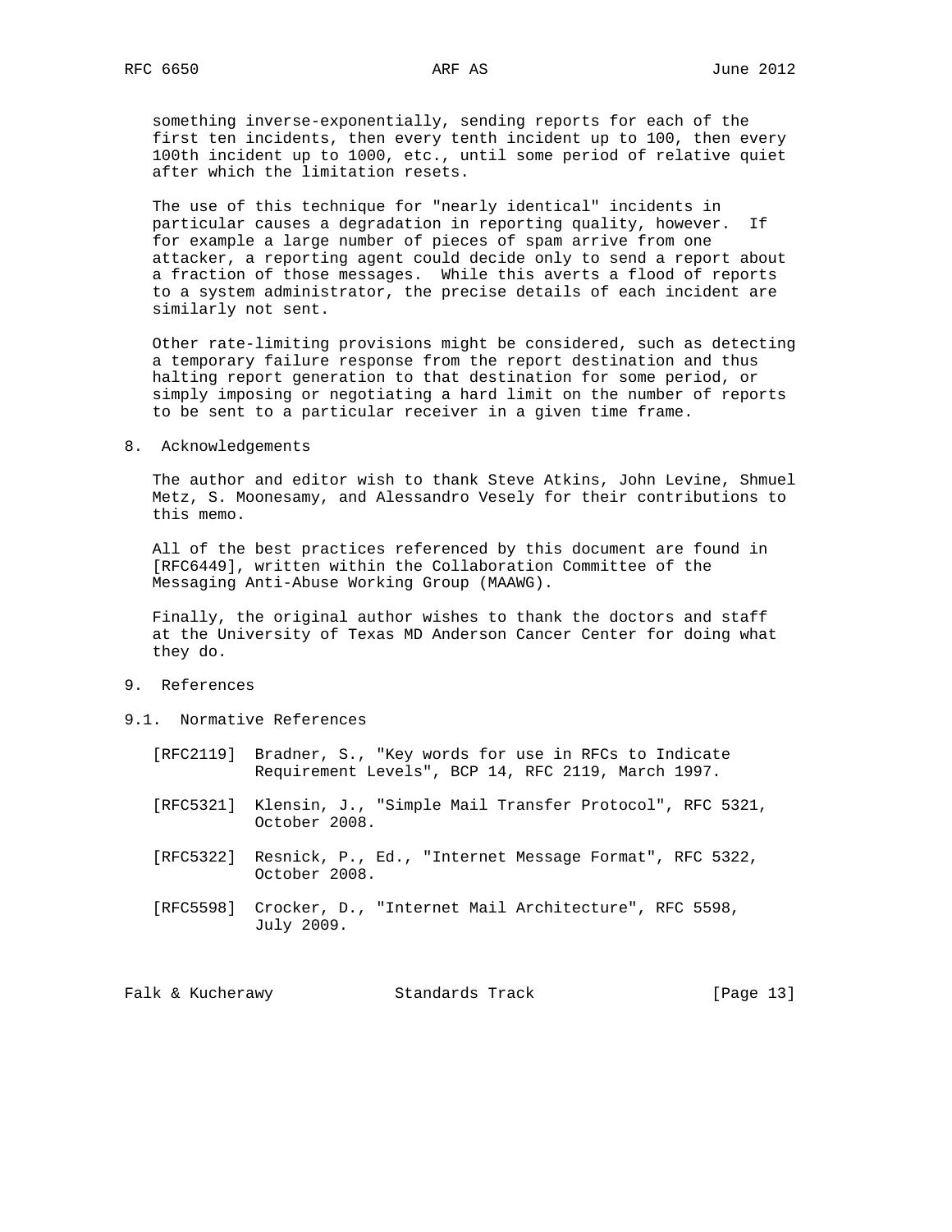something inverse-exponentially, sending reports for each of the first ten incidents, then every tenth incident up to 100, then every 100th incident up to 1000, etc., until some period of relative quiet after which the limitation resets.

The use of this technique for "nearly identical" incidents in particular causes a degradation in reporting quality, however. If for example a large number of pieces of spam arrive from one attacker, a reporting agent could decide only to send a report about a fraction of those messages. While this averts a flood of reports to a system administrator, the precise details of each incident are similarly not sent.

Other rate-limiting provisions might be considered, such as detecting a temporary failure response from the report destination and thus halting report generation to that destination for some period, or simply imposing or negotiating a hard limit on the number of reports to be sent to a particular receiver in a given time frame.

## 8. Acknowledgements

The author and editor wish to thank Steve Atkins, John Levine, Shmuel Metz, S. Moonesamy, and Alessandro Vesely for their contributions to this memo.

All of the best practices referenced by this document are found in [RFC6449], written within the Collaboration Committee of the Messaging Anti-Abuse Working Group (MAAWG).

Finally, the original author wishes to thank the doctors and staff at the University of Texas MD Anderson Cancer Center for doing what they do.

## 9. References

### 9.1. Normative References

[RFC2119] Bradner, S., "Key words for use in RFCs to Indicate Requirement Levels", BCP 14, RFC 2119, March 1997.

[RFC5321] Klensin, J., "Simple Mail Transfer Protocol", RFC 5321, October 2008.

[RFC5322] Resnick, P., Ed., "Internet Message Format", RFC 5322, October 2008.

[RFC5598] Crocker, D., "Internet Mail Architecture", RFC 5598, July 2009.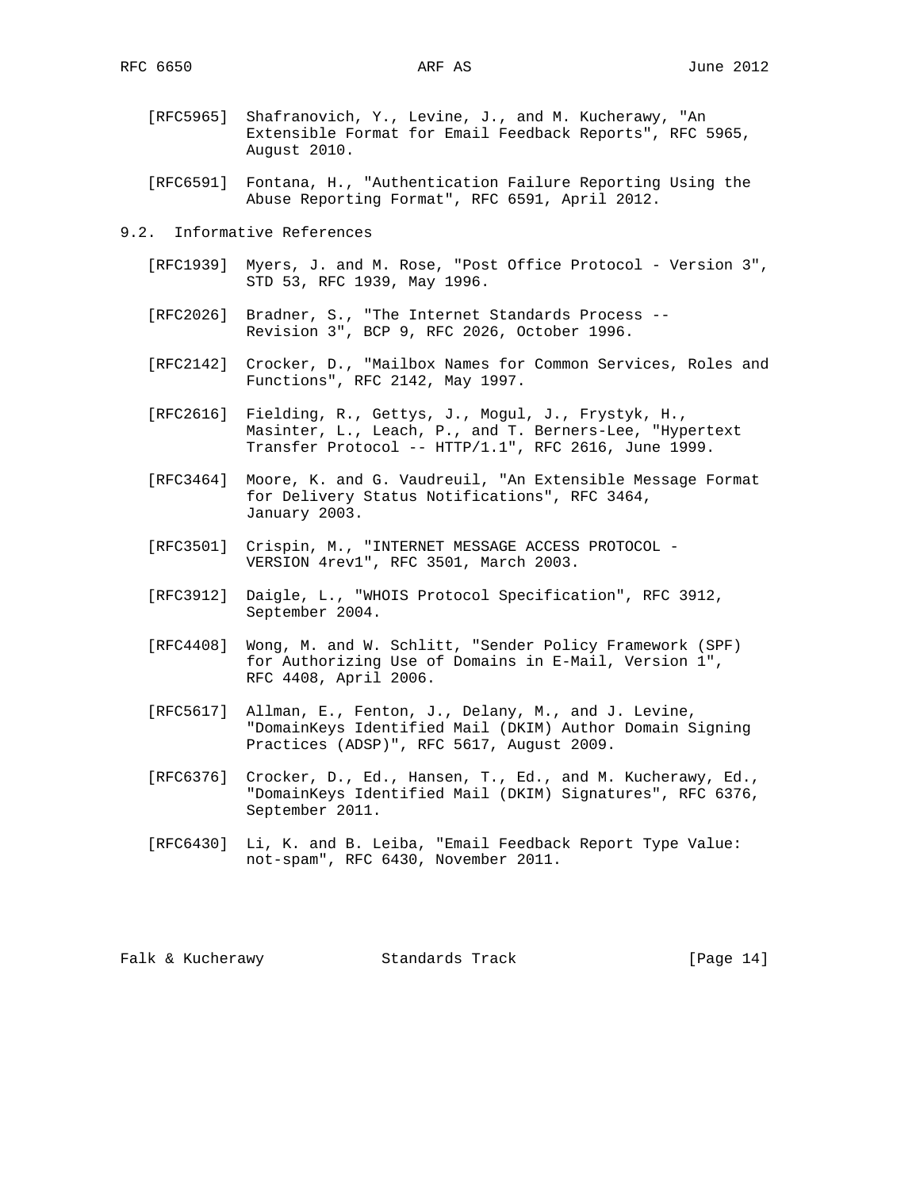[RFC5965] Shafranovich, Y., Levine, J., and M. Kucherawy, "An Extensible Format for Email Feedback Reports", RFC 5965, August 2010.

[RFC6591] Fontana, H., "Authentication Failure Reporting Using the Abuse Reporting Format", RFC 6591, April 2012.

### 9.2. Informative References

[RFC1939] Myers, J. and M. Rose, "Post Office Protocol - Version 3", STD 53, RFC 1939, May 1996.

[RFC2026] Bradner, S., "The Internet Standards Process -- Revision 3", BCP 9, RFC 2026, October 1996.

[RFC2142] Crocker, D., "Mailbox Names for Common Services, Roles and Functions", RFC 2142, May 1997.

[RFC2616] Fielding, R., Gettys, J., Mogul, J., Frystyk, H., Masinter, L., Leach, P., and T. Berners-Lee, "Hypertext Transfer Protocol -- HTTP/1.1", RFC 2616, June 1999.

[RFC3464] Moore, K. and G. Vaudreuil, "An Extensible Message Format for Delivery Status Notifications", RFC 3464, January 2003.

[RFC3501] Crispin, M., "INTERNET MESSAGE ACCESS PROTOCOL - VERSION 4rev1", RFC 3501, March 2003.

[RFC3912] Daigle, L., "WHOIS Protocol Specification", RFC 3912, September 2004.

[RFC4408] Wong, M. and W. Schlitt, "Sender Policy Framework (SPF) for Authorizing Use of Domains in E-Mail, Version 1", RFC 4408, April 2006.

[RFC5617] Allman, E., Fenton, J., Delany, M., and J. Levine, "DomainKeys Identified Mail (DKIM) Author Domain Signing Practices (ADSP)", RFC 5617, August 2009.

[RFC6376] Crocker, D., Ed., Hansen, T., Ed., and M. Kucherawy, Ed., "DomainKeys Identified Mail (DKIM) Signatures", RFC 6376, September 2011.

[RFC6430] Li, K. and B. Leiba, "Email Feedback Report Type Value: not-spam", RFC 6430, November 2011.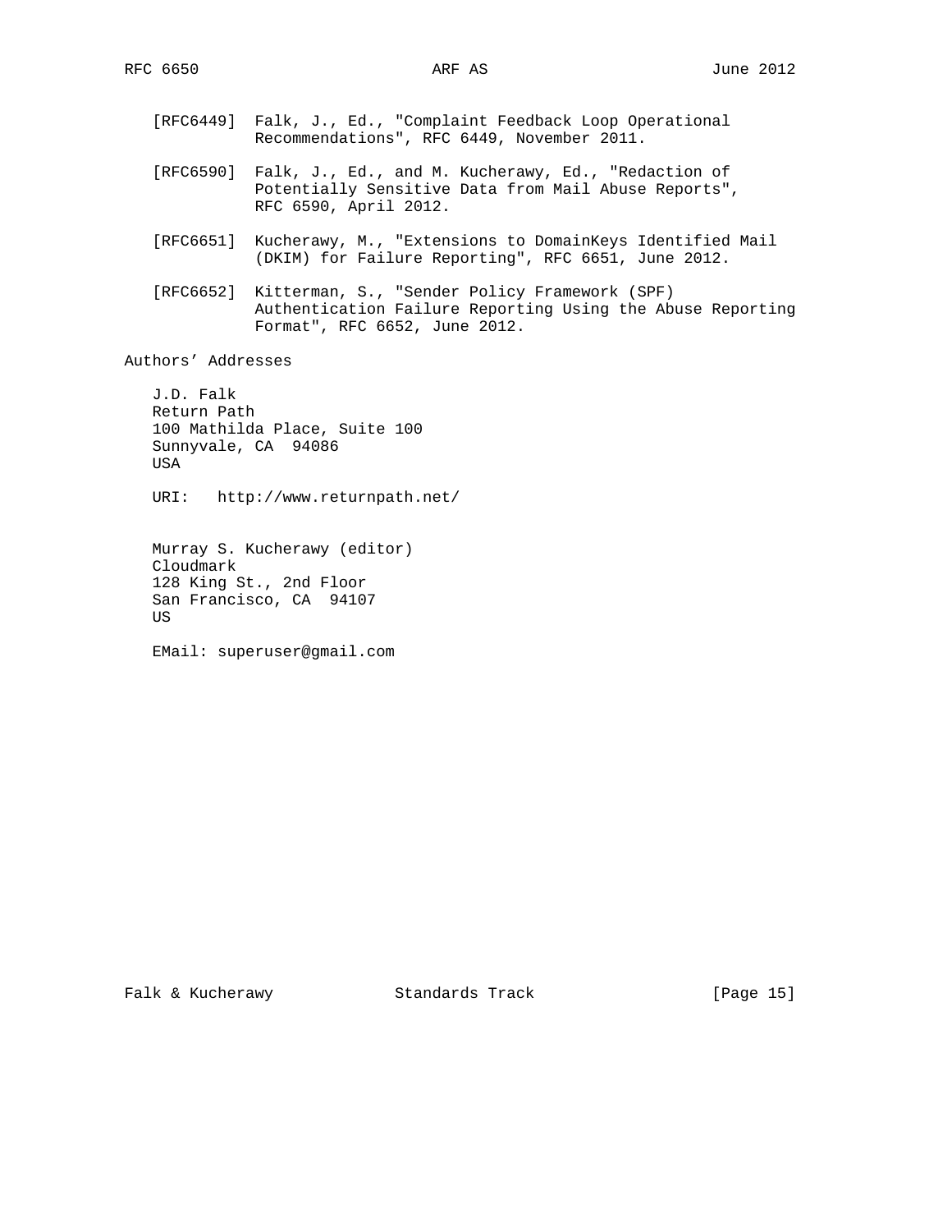[RFC6449] Falk, J., Ed., "Complaint Feedback Loop Operational Recommendations", RFC 6449, November 2011.

[RFC6590] Falk, J., Ed., and M. Kucherawy, Ed., "Redaction of Potentially Sensitive Data from Mail Abuse Reports", RFC 6590, April 2012.

[RFC6651] Kucherawy, M., "Extensions to DomainKeys Identified Mail (DKIM) for Failure Reporting", RFC 6651, June 2012.

[RFC6652] Kitterman, S., "Sender Policy Framework (SPF) Authentication Failure Reporting Using the Abuse Reporting Format", RFC 6652, June 2012.

## Authors' Addresses

J.D. Falk
Return Path
100 Mathilda Place, Suite 100
Sunnyvale, CA 94086
USA

URI: http://www.returnpath.net/

Murray S. Kucherawy (editor)
Cloudmark
128 King St., 2nd Floor
San Francisco, CA 94107
US

EMail: superuser@gmail.com